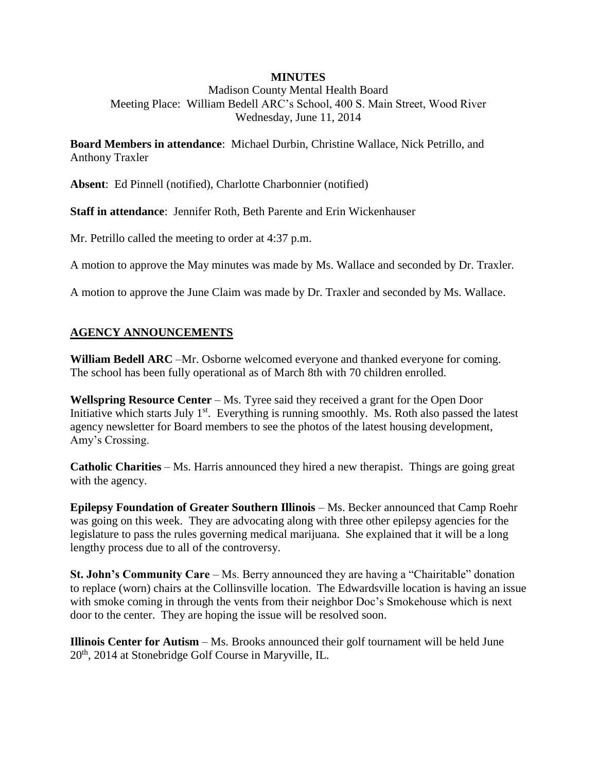**MINUTES**

Madison County Mental Health Board
Meeting Place: William Bedell ARC's School, 400 S. Main Street, Wood River
Wednesday, June 11, 2014

**Board Members in attendance**: Michael Durbin, Christine Wallace, Nick Petrillo, and Anthony Traxler

**Absent**: Ed Pinnell (notified), Charlotte Charbonnier (notified)

**Staff in attendance**: Jennifer Roth, Beth Parente and Erin Wickenhauser

Mr. Petrillo called the meeting to order at 4:37 p.m.

A motion to approve the May minutes was made by Ms. Wallace and seconded by Dr. Traxler.

A motion to approve the June Claim was made by Dr. Traxler and seconded by Ms. Wallace.

## AGENCY ANNOUNCEMENTS

**William Bedell ARC** –Mr. Osborne welcomed everyone and thanked everyone for coming. The school has been fully operational as of March 8th with 70 children enrolled.

**Wellspring Resource Center** – Ms. Tyree said they received a grant for the Open Door Initiative which starts July 1st. Everything is running smoothly. Ms. Roth also passed the latest agency newsletter for Board members to see the photos of the latest housing development, Amy's Crossing.

**Catholic Charities** – Ms. Harris announced they hired a new therapist. Things are going great with the agency.

**Epilepsy Foundation of Greater Southern Illinois** – Ms. Becker announced that Camp Roehr was going on this week. They are advocating along with three other epilepsy agencies for the legislature to pass the rules governing medical marijuana. She explained that it will be a long lengthy process due to all of the controversy.

**St. John's Community Care** – Ms. Berry announced they are having a "Chairitable" donation to replace (worn) chairs at the Collinsville location. The Edwardsville location is having an issue with smoke coming in through the vents from their neighbor Doc's Smokehouse which is next door to the center. They are hoping the issue will be resolved soon.

**Illinois Center for Autism** – Ms. Brooks announced their golf tournament will be held June 20th, 2014 at Stonebridge Golf Course in Maryville, IL.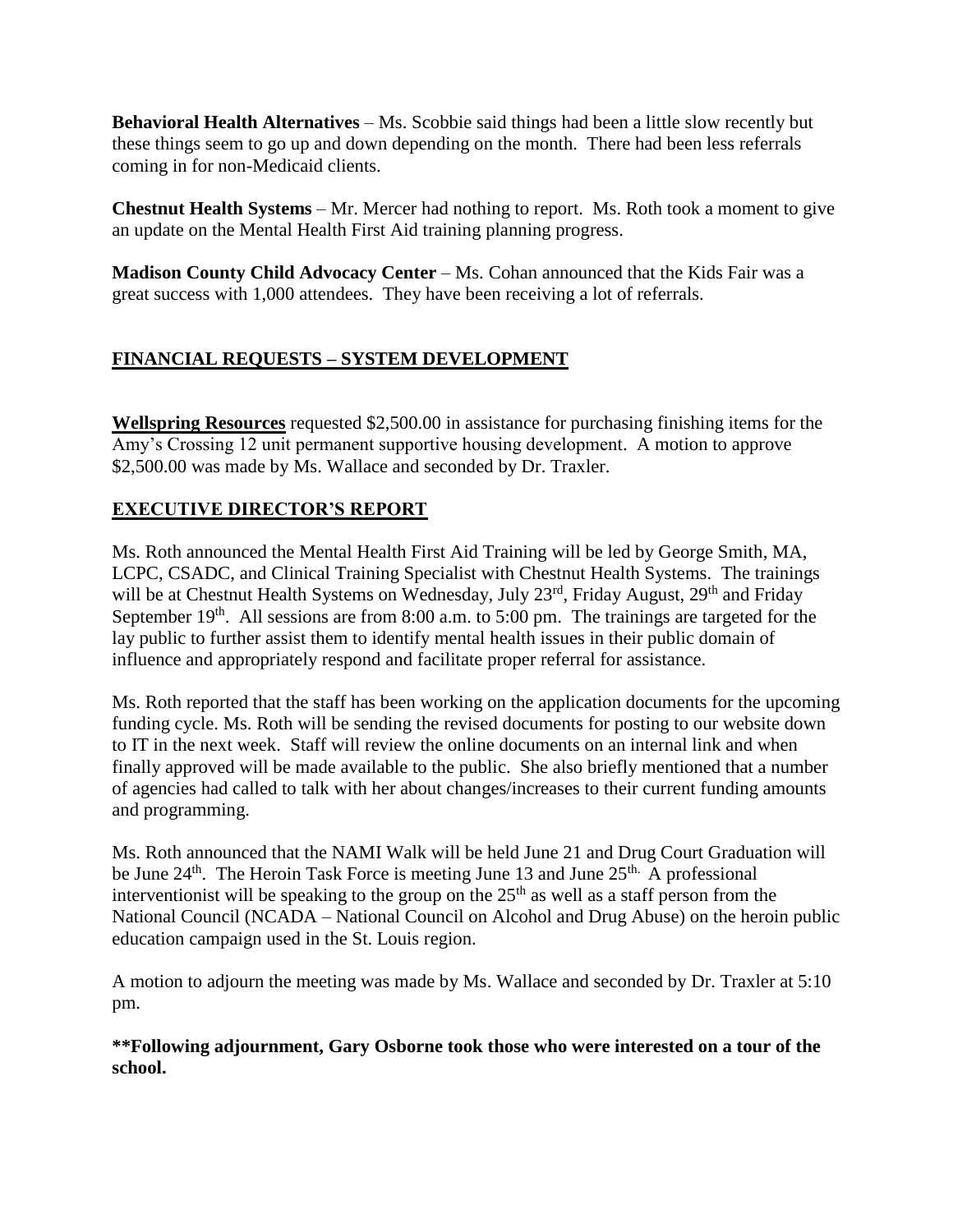**Behavioral Health Alternatives** – Ms. Scobbie said things had been a little slow recently but these things seem to go up and down depending on the month. There had been less referrals coming in for non-Medicaid clients.

**Chestnut Health Systems** – Mr. Mercer had nothing to report. Ms. Roth took a moment to give an update on the Mental Health First Aid training planning progress.

**Madison County Child Advocacy Center** – Ms. Cohan announced that the Kids Fair was a great success with 1,000 attendees. They have been receiving a lot of referrals.

## FINANCIAL REQUESTS – SYSTEM DEVELOPMENT

**Wellspring Resources** requested $2,500.00 in assistance for purchasing finishing items for the Amy's Crossing 12 unit permanent supportive housing development. A motion to approve $2,500.00 was made by Ms. Wallace and seconded by Dr. Traxler.

## EXECUTIVE DIRECTOR'S REPORT

Ms. Roth announced the Mental Health First Aid Training will be led by George Smith, MA, LCPC, CSADC, and Clinical Training Specialist with Chestnut Health Systems. The trainings will be at Chestnut Health Systems on Wednesday, July 23rd, Friday August, 29th and Friday September 19th. All sessions are from 8:00 a.m. to 5:00 pm. The trainings are targeted for the lay public to further assist them to identify mental health issues in their public domain of influence and appropriately respond and facilitate proper referral for assistance.

Ms. Roth reported that the staff has been working on the application documents for the upcoming funding cycle. Ms. Roth will be sending the revised documents for posting to our website down to IT in the next week. Staff will review the online documents on an internal link and when finally approved will be made available to the public. She also briefly mentioned that a number of agencies had called to talk with her about changes/increases to their current funding amounts and programming.

Ms. Roth announced that the NAMI Walk will be held June 21 and Drug Court Graduation will be June 24th. The Heroin Task Force is meeting June 13 and June 25th. A professional interventionist will be speaking to the group on the 25th as well as a staff person from the National Council (NCADA – National Council on Alcohol and Drug Abuse) on the heroin public education campaign used in the St. Louis region.

A motion to adjourn the meeting was made by Ms. Wallace and seconded by Dr. Traxler at 5:10 pm.

**\*\*Following adjournment, Gary Osborne took those who were interested on a tour of the school.**